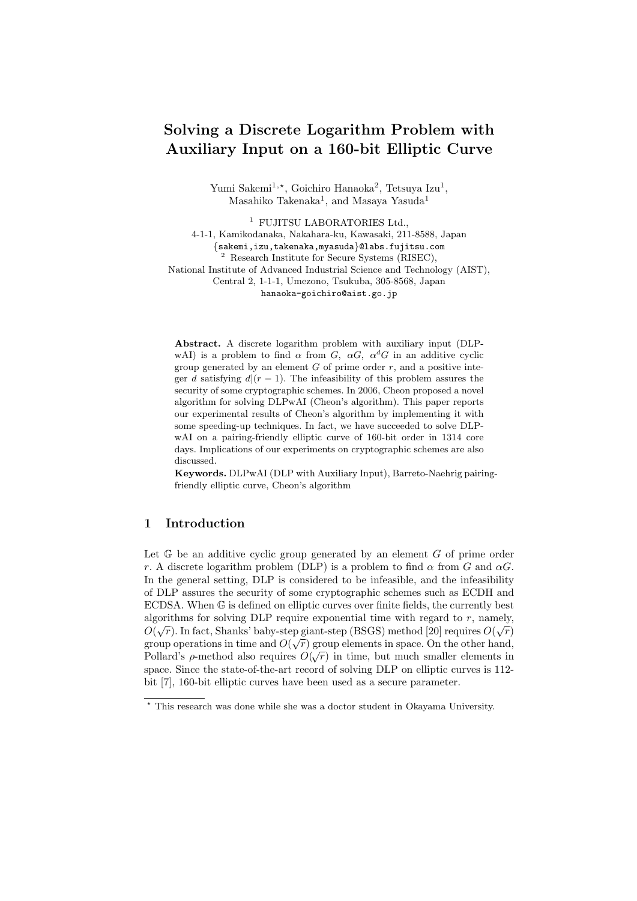# Solving a Discrete Logarithm Problem with Auxiliary Input on a 160-bit Elliptic Curve

Yumi Sakemi[1,⋆], Goichiro Hanaoka[2], Tetsuya Izu[1], Masahiko Takenaka[1], and Masaya Yasuda[1]

[1] FUJITSU LABORATORIES Ltd.,
4-1-1, Kamikodanaka, Nakahara-ku, Kawasaki, 211-8588, Japan
{sakemi,izu,takenaka,myasuda}@labs.fujitsu.com

[2] Research Institute for Secure Systems (RISEC),
National Institute of Advanced Industrial Science and Technology (AIST),
Central 2, 1-1-1, Umezono, Tsukuba, 305-8568, Japan
hanaoka-goichiro@aist.go.jp

**Abstract.** A discrete logarithm problem with auxiliary input (DLPwAI) is a problem to find $\alpha$ from $G$, $\alpha G$, $\alpha^d G$ in an additive cyclic group generated by an element $G$ of prime order $r$, and a positive integer $d$ satisfying $d|(r-1)$. The infeasibility of this problem assures the security of some cryptographic schemes. In 2006, Cheon proposed a novel algorithm for solving DLPwAI (Cheon's algorithm). This paper reports our experimental results of Cheon's algorithm by implementing it with some speeding-up techniques. In fact, we have succeeded to solve DLPwAI on a pairing-friendly elliptic curve of 160-bit order in 1314 core days. Implications of our experiments on cryptographic schemes are also discussed.

**Keywords.** DLPwAI (DLP with Auxiliary Input), Barreto-Naehrig pairing-friendly elliptic curve, Cheon's algorithm

## 1 Introduction

Let $\mathbb{G}$ be an additive cyclic group generated by an element $G$ of prime order $r$. A discrete logarithm problem (DLP) is a problem to find $\alpha$ from $G$ and $\alpha G$. In the general setting, DLP is considered to be infeasible, and the infeasibility of DLP assures the security of some cryptographic schemes such as ECDH and ECDSA. When $\mathbb{G}$ is defined on elliptic curves over finite fields, the currently best algorithms for solving DLP require exponential time with regard to $r$, namely, $O(\sqrt{r})$. In fact, Shanks' baby-step giant-step (BSGS) method [20] requires $O(\sqrt{r})$ group operations in time and $O(\sqrt{r})$ group elements in space. On the other hand, Pollard's $\rho$-method also requires $O(\sqrt{r})$ in time, but much smaller elements in space. Since the state-of-the-art record of solving DLP on elliptic curves is 112-bit [7], 160-bit elliptic curves have been used as a secure parameter.

⋆ This research was done while she was a doctor student in Okayama University.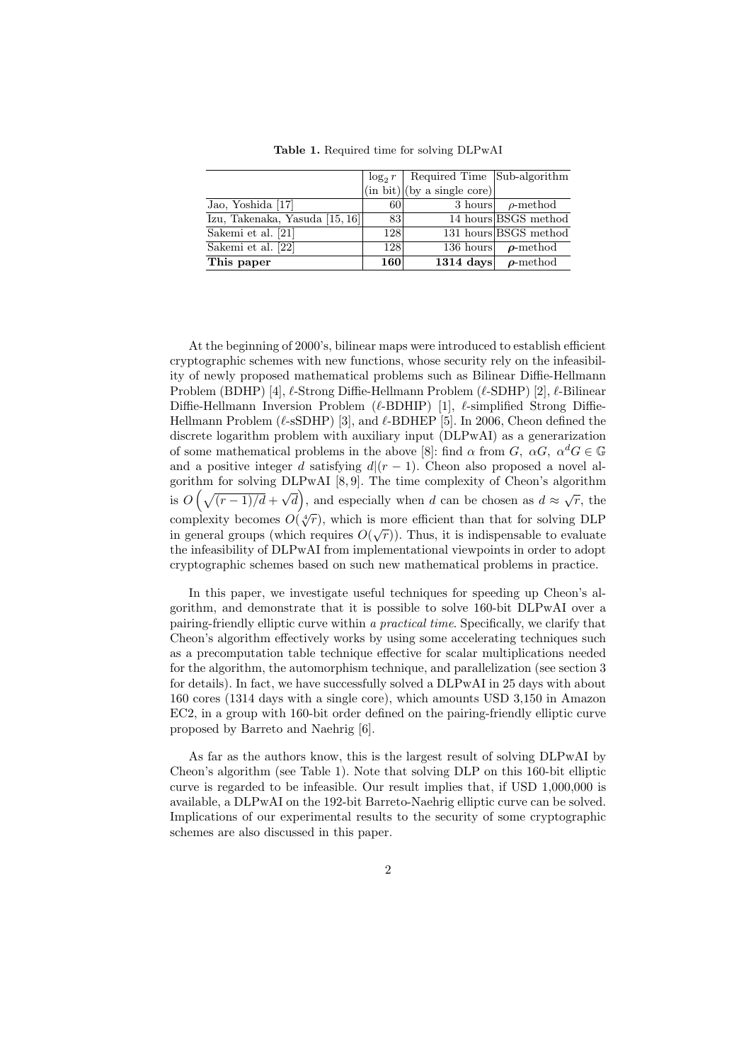**Table 1.** Required time for solving DLPwAI

| | $\log_2 r$ (in bit) | Required Time (by a single core) | Sub-algorithm |
|---|---|---|---|
| Jao, Yoshida [17] | 60 | 3 hours | $\rho$-method |
| Izu, Takenaka, Yasuda [15, 16] | 83 | 14 hours | BSGS method |
| Sakemi et al. [21] | 128 | 131 hours | BSGS method |
| Sakemi et al. [22] | 128 | 136 hours | $\rho$-method |
| **This paper** | **160** | **1314 days** | $\boldsymbol{\rho}$**-method** |

At the beginning of 2000's, bilinear maps were introduced to establish efficient cryptographic schemes with new functions, whose security rely on the infeasibility of newly proposed mathematical problems such as Bilinear Diffie-Hellmann Problem (BDHP) [4], $\ell$-Strong Diffie-Hellmann Problem ($\ell$-SDHP) [2], $\ell$-Bilinear Diffie-Hellmann Inversion Problem ($\ell$-BDHIP) [1], $\ell$-simplified Strong Diffie-Hellmann Problem ($\ell$-sSDHP) [3], and $\ell$-BDHEP [5]. In 2006, Cheon defined the discrete logarithm problem with auxiliary input (DLPwAI) as a generarization of some mathematical problems in the above [8]: find $\alpha$ from $G,\ \alpha G,\ \alpha^d G \in \mathbb{G}$ and a positive integer $d$ satisfying $d|(r-1)$. Cheon also proposed a novel algorithm for solving DLPwAI [8, 9]. The time complexity of Cheon's algorithm is $O\left(\sqrt{(r-1)/d} + \sqrt{d}\right)$, and especially when $d$ can be chosen as $d \approx \sqrt{r}$, the complexity becomes $O(\sqrt[4]{r})$, which is more efficient than that for solving DLP in general groups (which requires $O(\sqrt{r})$). Thus, it is indispensable to evaluate the infeasibility of DLPwAI from implementational viewpoints in order to adopt cryptographic schemes based on such new mathematical problems in practice.

In this paper, we investigate useful techniques for speeding up Cheon's algorithm, and demonstrate that it is possible to solve 160-bit DLPwAI over a pairing-friendly elliptic curve within *a practical time*. Specifically, we clarify that Cheon's algorithm effectively works by using some accelerating techniques such as a precomputation table technique effective for scalar multiplications needed for the algorithm, the automorphism technique, and parallelization (see section 3 for details). In fact, we have successfully solved a DLPwAI in 25 days with about 160 cores (1314 days with a single core), which amounts USD 3,150 in Amazon EC2, in a group with 160-bit order defined on the pairing-friendly elliptic curve proposed by Barreto and Naehrig [6].

As far as the authors know, this is the largest result of solving DLPwAI by Cheon's algorithm (see Table 1). Note that solving DLP on this 160-bit elliptic curve is regarded to be infeasible. Our result implies that, if USD 1,000,000 is available, a DLPwAI on the 192-bit Barreto-Naehrig elliptic curve can be solved. Implications of our experimental results to the security of some cryptographic schemes are also discussed in this paper.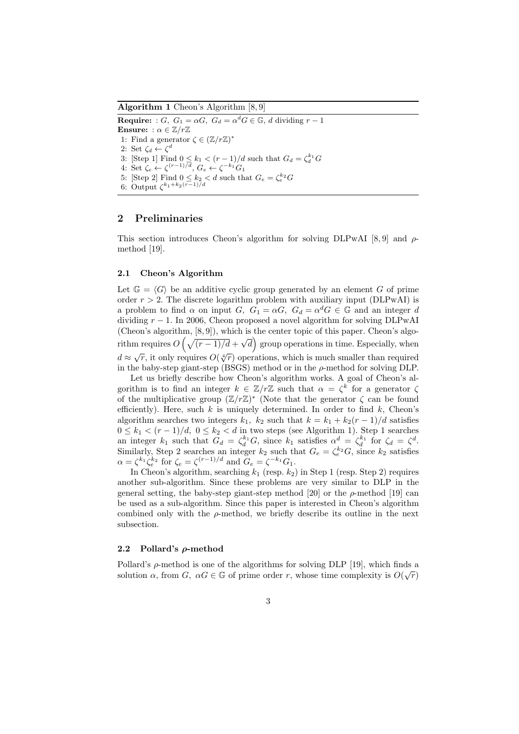**Algorithm 1** Cheon's Algorithm [8, 9]

**Require:** : $G,\ G_1 = \alpha G,\ G_d = \alpha^d G \in \mathbb{G}$, $d$ dividing $r-1$
**Ensure:** : $\alpha \in \mathbb{Z}/r\mathbb{Z}$
1: Find a generator $\zeta \in (\mathbb{Z}/r\mathbb{Z})^*$
2: Set $\zeta_d \leftarrow \zeta^d$
3: [Step 1] Find $0 \le k_1 < (r-1)/d$ such that $G_d = \zeta_d^{k_1} G$
4: Set $\zeta_e \leftarrow \zeta^{(r-1)/d}$, $G_e \leftarrow \zeta^{-k_1} G_1$
5: [Step 2] Find $0 \le k_2 < d$ such that $G_e = \zeta_e^{k_2} G$
6: Output $\zeta^{k_1 + k_2 (r-1)/d}$

## 2 Preliminaries

This section introduces Cheon's algorithm for solving DLPwAI [8, 9] and $\rho$-method [19].

### 2.1 Cheon's Algorithm

Let $\mathbb{G} = \langle G \rangle$ be an additive cyclic group generated by an element $G$ of prime order $r > 2$. The discrete logarithm problem with auxiliary input (DLPwAI) is a problem to find $\alpha$ on input $G,\ G_1 = \alpha G,\ G_d = \alpha^d G \in \mathbb{G}$ and an integer $d$ dividing $r-1$. In 2006, Cheon proposed a novel algorithm for solving DLPwAI (Cheon's algorithm, [8, 9]), which is the center topic of this paper. Cheon's algorithm requires $O\left(\sqrt{(r-1)/d} + \sqrt{d}\right)$ group operations in time. Especially, when $d \approx \sqrt{r}$, it only requires $O(\sqrt[4]{r})$ operations, which is much smaller than required in the baby-step giant-step (BSGS) method or in the $\rho$-method for solving DLP.

Let us briefly describe how Cheon's algorithm works. A goal of Cheon's algorithm is to find an integer $k \in \mathbb{Z}/r\mathbb{Z}$ such that $\alpha = \zeta^k$ for a generator $\zeta$ of the multiplicative group $(\mathbb{Z}/r\mathbb{Z})^*$ (Note that the generator $\zeta$ can be found efficiently). Here, such $k$ is uniquely determined. In order to find $k$, Cheon's algorithm searches two integers $k_1,\ k_2$ such that $k = k_1 + k_2(r-1)/d$ satisfies $0 \le k_1 < (r-1)/d,\ 0 \le k_2 < d$ in two steps (see Algorithm 1). Step 1 searches an integer $k_1$ such that $G_d = \zeta_d^{k_1} G$, since $k_1$ satisfies $\alpha^d = \zeta_d^{k_1}$ for $\zeta_d = \zeta^d$. Similarly, Step 2 searches an integer $k_2$ such that $G_e = \zeta_e^{k_2} G$, since $k_2$ satisfies $\alpha = \zeta^{k_1} \zeta_e^{k_2}$ for $\zeta_e = \zeta^{(r-1)/d}$ and $G_e = \zeta^{-k_1} G_1$.

In Cheon's algorithm, searching $k_1$ (resp. $k_2$) in Step 1 (resp. Step 2) requires another sub-algorithm. Since these problems are very similar to DLP in the general setting, the baby-step giant-step method [20] or the $\rho$-method [19] can be used as a sub-algorithm. Since this paper is interested in Cheon's algorithm combined only with the $\rho$-method, we briefly describe its outline in the next subsection.

### 2.2 Pollard's $\rho$-method

Pollard's $\rho$-method is one of the algorithms for solving DLP [19], which finds a solution $\alpha$, from $G,\ \alpha G \in \mathbb{G}$ of prime order $r$, whose time complexity is $O(\sqrt{r})$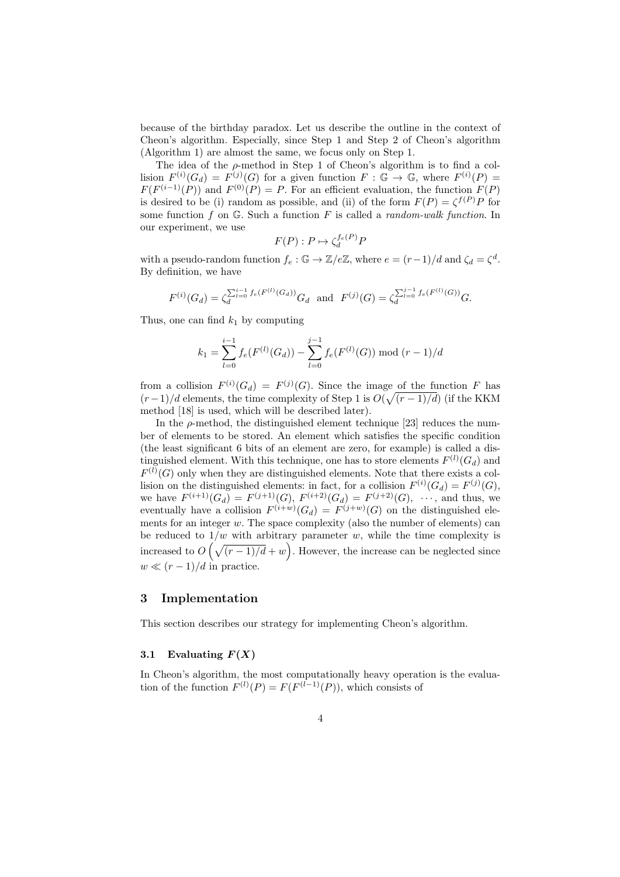because of the birthday paradox. Let us describe the outline in the context of Cheon's algorithm. Especially, since Step 1 and Step 2 of Cheon's algorithm (Algorithm 1) are almost the same, we focus only on Step 1.

The idea of the $\rho$-method in Step 1 of Cheon's algorithm is to find a collision $F^{(i)}(G_d) = F^{(j)}(G)$ for a given function $F : \mathbb{G} \to \mathbb{G}$, where $F^{(i)}(P) = F(F^{(i-1)}(P))$ and $F^{(0)}(P) = P$. For an efficient evaluation, the function $F(P)$ is desired to be (i) random as possible, and (ii) of the form $F(P) = \zeta^{f(P)}P$ for some function $f$ on $\mathbb{G}$. Such a function $F$ is called a *random-walk function*. In our experiment, we use

$$F(P) : P \mapsto \zeta_d^{f_e(P)}P$$

with a pseudo-random function $f_e : \mathbb{G} \to \mathbb{Z}/e\mathbb{Z}$, where $e = (r-1)/d$ and $\zeta_d = \zeta^d$. By definition, we have

$$F^{(i)}(G_d) = \zeta_d^{\sum_{l=0}^{i-1} f_e(F^{(l)}(G_d))}G_d \quad \text{and} \quad F^{(j)}(G) = \zeta_d^{\sum_{l=0}^{j-1} f_e(F^{(l)}(G))}G.$$

Thus, one can find $k_1$ by computing

$$k_1 = \sum_{l=0}^{i-1} f_e(F^{(l)}(G_d)) - \sum_{l=0}^{j-1} f_e(F^{(l)}(G)) \bmod (r-1)/d$$

from a collision $F^{(i)}(G_d) = F^{(j)}(G)$. Since the image of the function $F$ has $(r-1)/d$ elements, the time complexity of Step 1 is $O(\sqrt{(r-1)/d})$ (if the KKM method [18] is used, which will be described later).

In the $\rho$-method, the distinguished element technique [23] reduces the number of elements to be stored. An element which satisfies the specific condition (the least significant 6 bits of an element are zero, for example) is called a distinguished element. With this technique, one has to store elements $F^{(l)}(G_d)$ and $F^{(l)}(G)$ only when they are distinguished elements. Note that there exists a collision on the distinguished elements: in fact, for a collision $F^{(i)}(G_d) = F^{(j)}(G)$, we have $F^{(i+1)}(G_d) = F^{(j+1)}(G)$, $F^{(i+2)}(G_d) = F^{(j+2)}(G)$, $\cdots$, and thus, we eventually have a collision $F^{(i+w)}(G_d) = F^{(j+w)}(G)$ on the distinguished elements for an integer $w$. The space complexity (also the number of elements) can be reduced to $1/w$ with arbitrary parameter $w$, while the time complexity is increased to $O\left(\sqrt{(r-1)/d} + w\right)$. However, the increase can be neglected since $w \ll (r-1)/d$ in practice.

## 3 Implementation

This section describes our strategy for implementing Cheon's algorithm.

### 3.1 Evaluating $F(X)$

In Cheon's algorithm, the most computationally heavy operation is the evaluation of the function $F^{(l)}(P) = F(F^{(l-1)}(P))$, which consists of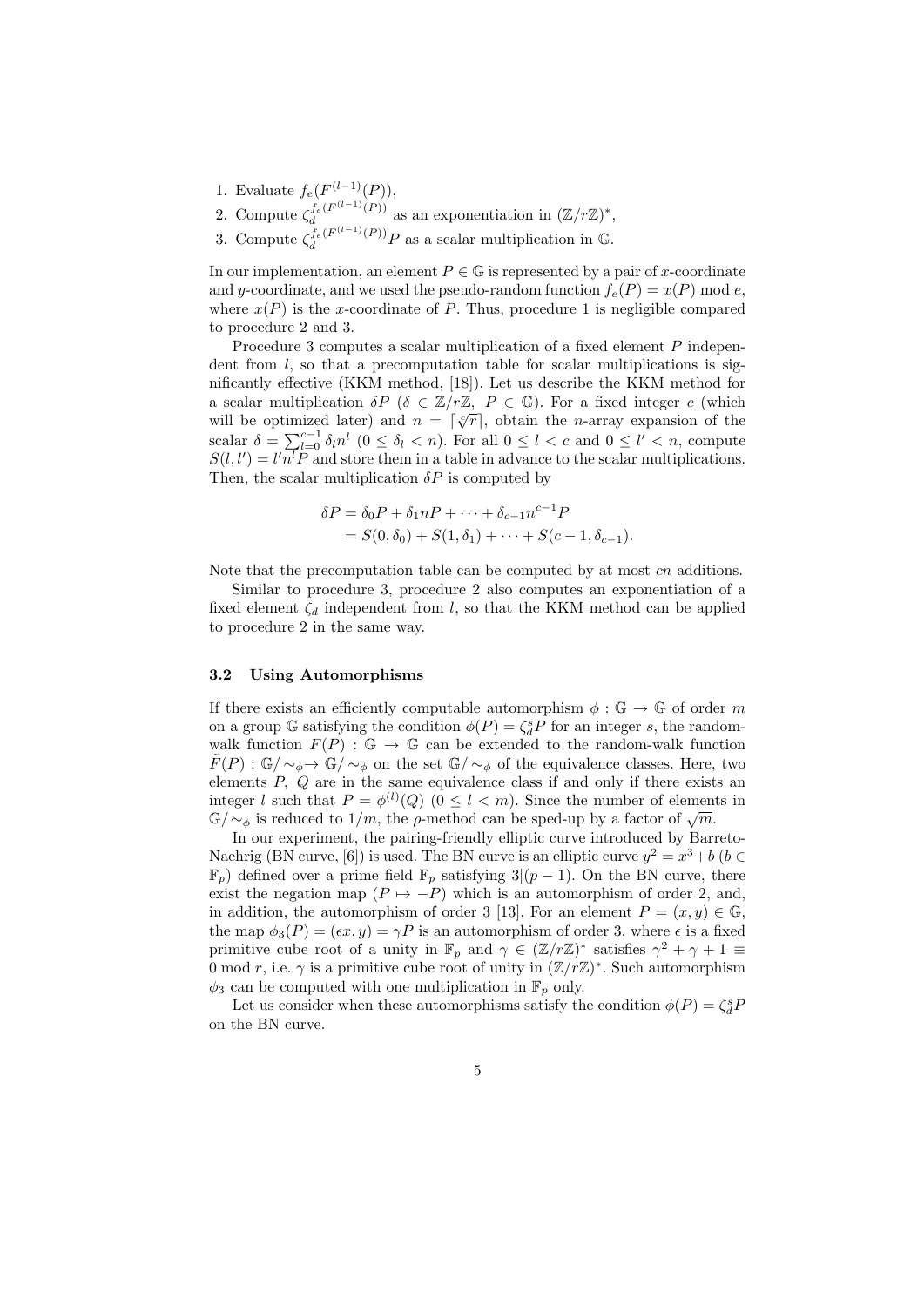1. Evaluate $f_e(F^{(l-1)}(P))$,
2. Compute $\zeta_d^{f_e(F^{(l-1)}(P))}$ as an exponentiation in $(\mathbb{Z}/r\mathbb{Z})^*$,
3. Compute $\zeta_d^{f_e(F^{(l-1)}(P))}P$ as a scalar multiplication in $\mathbb{G}$.

In our implementation, an element $P \in \mathbb{G}$ is represented by a pair of $x$-coordinate and $y$-coordinate, and we used the pseudo-random function $f_e(P) = x(P) \bmod e$, where $x(P)$ is the $x$-coordinate of $P$. Thus, procedure 1 is negligible compared to procedure 2 and 3.

Procedure 3 computes a scalar multiplication of a fixed element $P$ independent from $l$, so that a precomputation table for scalar multiplications is significantly effective (KKM method, [18]). Let us describe the KKM method for a scalar multiplication $\delta P$ ($\delta \in \mathbb{Z}/r\mathbb{Z}$, $P \in \mathbb{G}$). For a fixed integer $c$ (which will be optimized later) and $n = \lceil \sqrt[c]{r} \rceil$, obtain the $n$-array expansion of the scalar $\delta = \sum_{l=0}^{c-1} \delta_l n^l$ ($0 \le \delta_l < n$). For all $0 \le l < c$ and $0 \le l' < n$, compute $S(l, l') = l' n^l P$ and store them in a table in advance to the scalar multiplications. Then, the scalar multiplication $\delta P$ is computed by

$$
\begin{aligned}
\delta P &= \delta_0 P + \delta_1 n P + \cdots + \delta_{c-1} n^{c-1} P \\
&= S(0, \delta_0) + S(1, \delta_1) + \cdots + S(c-1, \delta_{c-1}).
\end{aligned}
$$

Note that the precomputation table can be computed by at most $cn$ additions.

Similar to procedure 3, procedure 2 also computes an exponentiation of a fixed element $\zeta_d$ independent from $l$, so that the KKM method can be applied to procedure 2 in the same way.

### 3.2 Using Automorphisms

If there exists an efficiently computable automorphism $\phi : \mathbb{G} \to \mathbb{G}$ of order $m$ on a group $\mathbb{G}$ satisfying the condition $\phi(P) = \zeta_d^s P$ for an integer $s$, the random-walk function $F(P) : \mathbb{G} \to \mathbb{G}$ can be extended to the random-walk function $\tilde{F}(P) : \mathbb{G}/\sim_\phi \to \mathbb{G}/\sim_\phi$ on the set $\mathbb{G}/\sim_\phi$ of the equivalence classes. Here, two elements $P$, $Q$ are in the same equivalence class if and only if there exists an integer $l$ such that $P = \phi^{(l)}(Q)$ ($0 \le l < m$). Since the number of elements in $\mathbb{G}/\sim_\phi$ is reduced to $1/m$, the $\rho$-method can be sped-up by a factor of $\sqrt{m}$.

In our experiment, the pairing-friendly elliptic curve introduced by Barreto-Naehrig (BN curve, [6]) is used. The BN curve is an elliptic curve $y^2 = x^3 + b$ ($b \in \mathbb{F}_p$) defined over a prime field $\mathbb{F}_p$ satisfying $3 | (p-1)$. On the BN curve, there exist the negation map ($P \mapsto -P$) which is an automorphism of order 2, and, in addition, the automorphism of order 3 [13]. For an element $P = (x, y) \in \mathbb{G}$, the map $\phi_3(P) = (\epsilon x, y) = \gamma P$ is an automorphism of order 3, where $\epsilon$ is a fixed primitive cube root of a unity in $\mathbb{F}_p$ and $\gamma \in (\mathbb{Z}/r\mathbb{Z})^*$ satisfies $\gamma^2 + \gamma + 1 \equiv 0 \bmod r$, i.e. $\gamma$ is a primitive cube root of unity in $(\mathbb{Z}/r\mathbb{Z})^*$. Such automorphism $\phi_3$ can be computed with one multiplication in $\mathbb{F}_p$ only.

Let us consider when these automorphisms satisfy the condition $\phi(P) = \zeta_d^s P$ on the BN curve.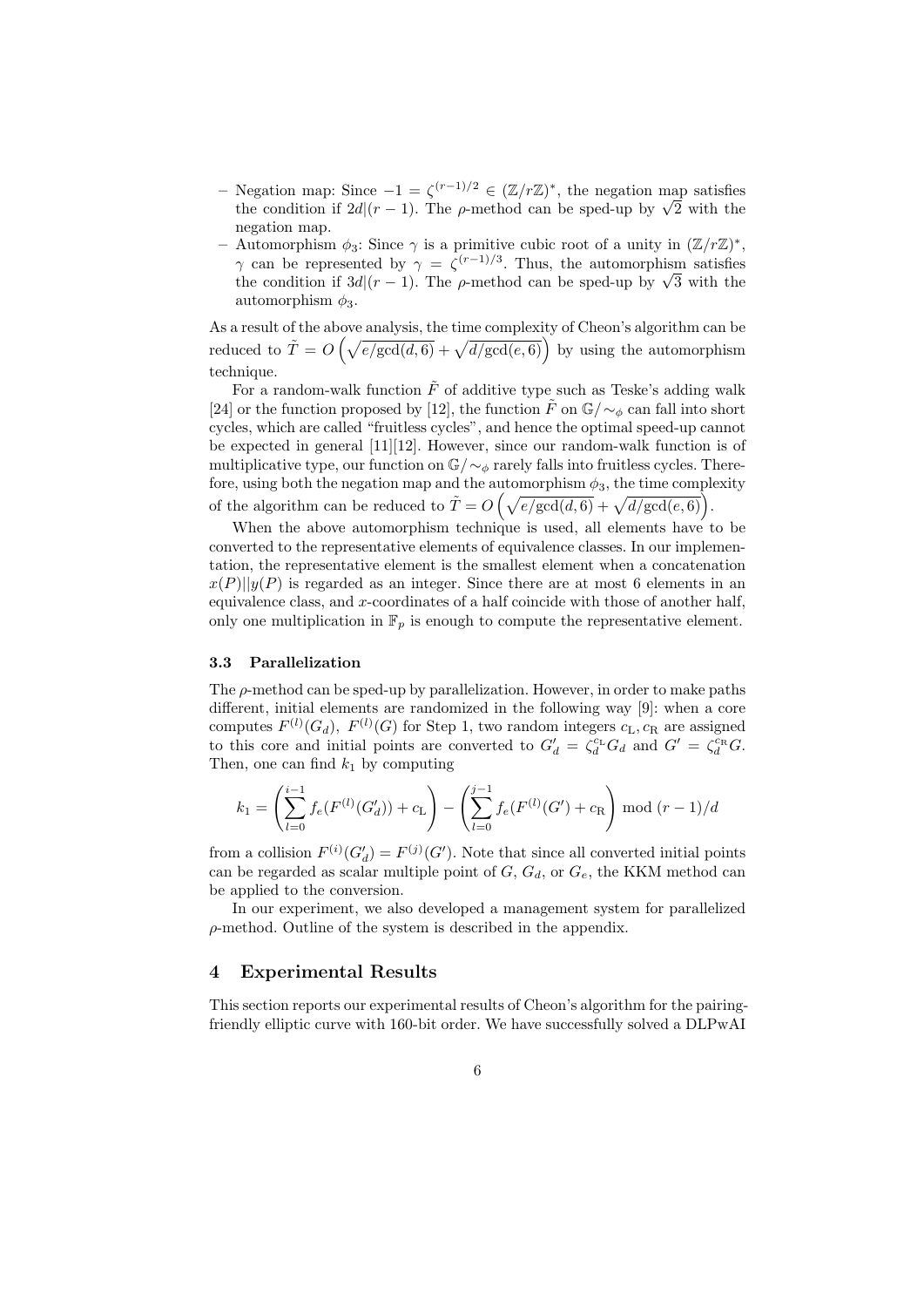- Negation map: Since $-1 = \zeta^{(r-1)/2} \in (\mathbb{Z}/r\mathbb{Z})^*$, the negation map satisfies the condition if $2d|(r-1)$. The $\rho$-method can be sped-up by $\sqrt{2}$ with the negation map.
- Automorphism $\phi_3$: Since $\gamma$ is a primitive cubic root of a unity in $(\mathbb{Z}/r\mathbb{Z})^*$, $\gamma$ can be represented by $\gamma = \zeta^{(r-1)/3}$. Thus, the automorphism satisfies the condition if $3d|(r-1)$. The $\rho$-method can be sped-up by $\sqrt{3}$ with the automorphism $\phi_3$.

As a result of the above analysis, the time complexity of Cheon's algorithm can be reduced to $\tilde{T} = O\left(\sqrt{e/\gcd(d,6)} + \sqrt{d/\gcd(e,6)}\right)$ by using the automorphism technique.

For a random-walk function $\tilde{F}$ of additive type such as Teske's adding walk [24] or the function proposed by [12], the function $\tilde{F}$ on $\mathbb{G}/\sim_\phi$ can fall into short cycles, which are called "fruitless cycles", and hence the optimal speed-up cannot be expected in general [11][12]. However, since our random-walk function is of multiplicative type, our function on $\mathbb{G}/\sim_\phi$ rarely falls into fruitless cycles. Therefore, using both the negation map and the automorphism $\phi_3$, the time complexity of the algorithm can be reduced to $\tilde{T} = O\left(\sqrt{e/\gcd(d,6)} + \sqrt{d/\gcd(e,6)}\right)$.

When the above automorphism technique is used, all elements have to be converted to the representative elements of equivalence classes. In our implementation, the representative element is the smallest element when a concatenation $x(P)||y(P)$ is regarded as an integer. Since there are at most 6 elements in an equivalence class, and $x$-coordinates of a half coincide with those of another half, only one multiplication in $\mathbb{F}_p$ is enough to compute the representative element.

### 3.3 Parallelization

The $\rho$-method can be sped-up by parallelization. However, in order to make paths different, initial elements are randomized in the following way [9]: when a core computes $F^{(l)}(G_d)$, $F^{(l)}(G)$ for Step 1, two random integers $c_{\mathrm{L}}, c_{\mathrm{R}}$ are assigned to this core and initial points are converted to $G'_d = \zeta_d^{c_{\mathrm{L}}} G_d$ and $G' = \zeta_d^{c_{\mathrm{R}}} G$. Then, one can find $k_1$ by computing

$$k_1 = \left(\sum_{l=0}^{i-1} f_e(F^{(l)}(G'_d)) + c_{\mathrm{L}}\right) - \left(\sum_{l=0}^{j-1} f_e(F^{(l)}(G') + c_{\mathrm{R}}\right) \bmod (r-1)/d$$

from a collision $F^{(i)}(G'_d) = F^{(j)}(G')$. Note that since all converted initial points can be regarded as scalar multiple point of $G$, $G_d$, or $G_e$, the KKM method can be applied to the conversion.

In our experiment, we also developed a management system for parallelized $\rho$-method. Outline of the system is described in the appendix.

## 4 Experimental Results

This section reports our experimental results of Cheon's algorithm for the pairing-friendly elliptic curve with 160-bit order. We have successfully solved a DLPwAI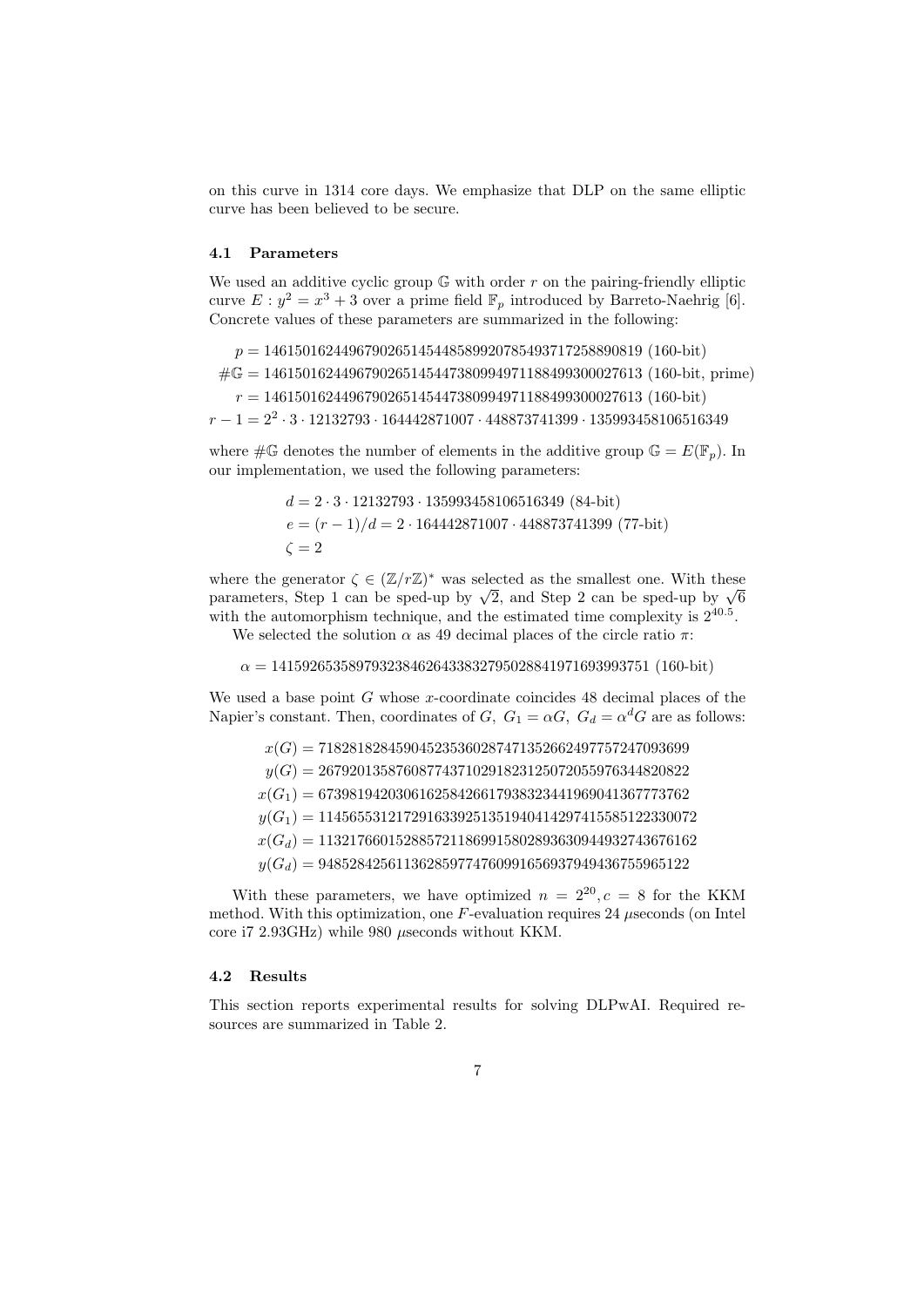on this curve in 1314 core days. We emphasize that DLP on the same elliptic curve has been believed to be secure.

### 4.1 Parameters

We used an additive cyclic group $\mathbb{G}$ with order $r$ on the pairing-friendly elliptic curve $E : y^2 = x^3 + 3$ over a prime field $\mathbb{F}_p$ introduced by Barreto-Naehrig [6]. Concrete values of these parameters are summarized in the following:

$$
\begin{aligned}
p &= 1461501624496790265145448589920785493717258890819 \text{ (160-bit)} \\
\#\mathbb{G} &= 1461501624496790265145447380994971188499300027613 \text{ (160-bit, prime)} \\
r &= 1461501624496790265145447380994971188499300027613 \text{ (160-bit)} \\
r - 1 &= 2^2 \cdot 3 \cdot 12132793 \cdot 164442871007 \cdot 448873741399 \cdot 135993458106516349
\end{aligned}
$$

where $\#\mathbb{G}$ denotes the number of elements in the additive group $\mathbb{G} = E(\mathbb{F}_p)$. In our implementation, we used the following parameters:

$$
\begin{aligned}
d &= 2 \cdot 3 \cdot 12132793 \cdot 135993458106516349 \text{ (84-bit)} \\
e &= (r-1)/d = 2 \cdot 164442871007 \cdot 448873741399 \text{ (77-bit)} \\
\zeta &= 2
\end{aligned}
$$

where the generator $\zeta \in (\mathbb{Z}/r\mathbb{Z})^*$ was selected as the smallest one. With these parameters, Step 1 can be sped-up by $\sqrt{2}$, and Step 2 can be sped-up by $\sqrt{6}$ with the automorphism technique, and the estimated time complexity is $2^{40.5}$.

We selected the solution $\alpha$ as 49 decimal places of the circle ratio $\pi$:

$$\alpha = 1415926535897932384626433832795028841971693993751 \text{ (160-bit)}$$

We used a base point $G$ whose $x$-coordinate coincides 48 decimal places of the Napier's constant. Then, coordinates of $G$, $G_1 = \alpha G$, $G_d = \alpha^d G$ are as follows:

$$
\begin{aligned}
x(G) &= 718281828459045235360287471352662497757247093699 \\
y(G) &= 267920135876087743710291823125072055976344820822 \\
x(G_1) &= 673981942030616258426617938323441969041367773762 \\
y(G_1) &= 1145655312172916339251351940414297415585122330072 \\
x(G_d) &= 1132176601528857211869915802893630944932743676162 \\
y(G_d) &= 948528425611362859774760991656937949436755965122
\end{aligned}
$$

With these parameters, we have optimized $n = 2^{20}, c = 8$ for the KKM method. With this optimization, one $F$-evaluation requires 24 $\mu$seconds (on Intel core i7 2.93GHz) while 980 $\mu$seconds without KKM.

### 4.2 Results

This section reports experimental results for solving DLPwAI. Required resources are summarized in Table 2.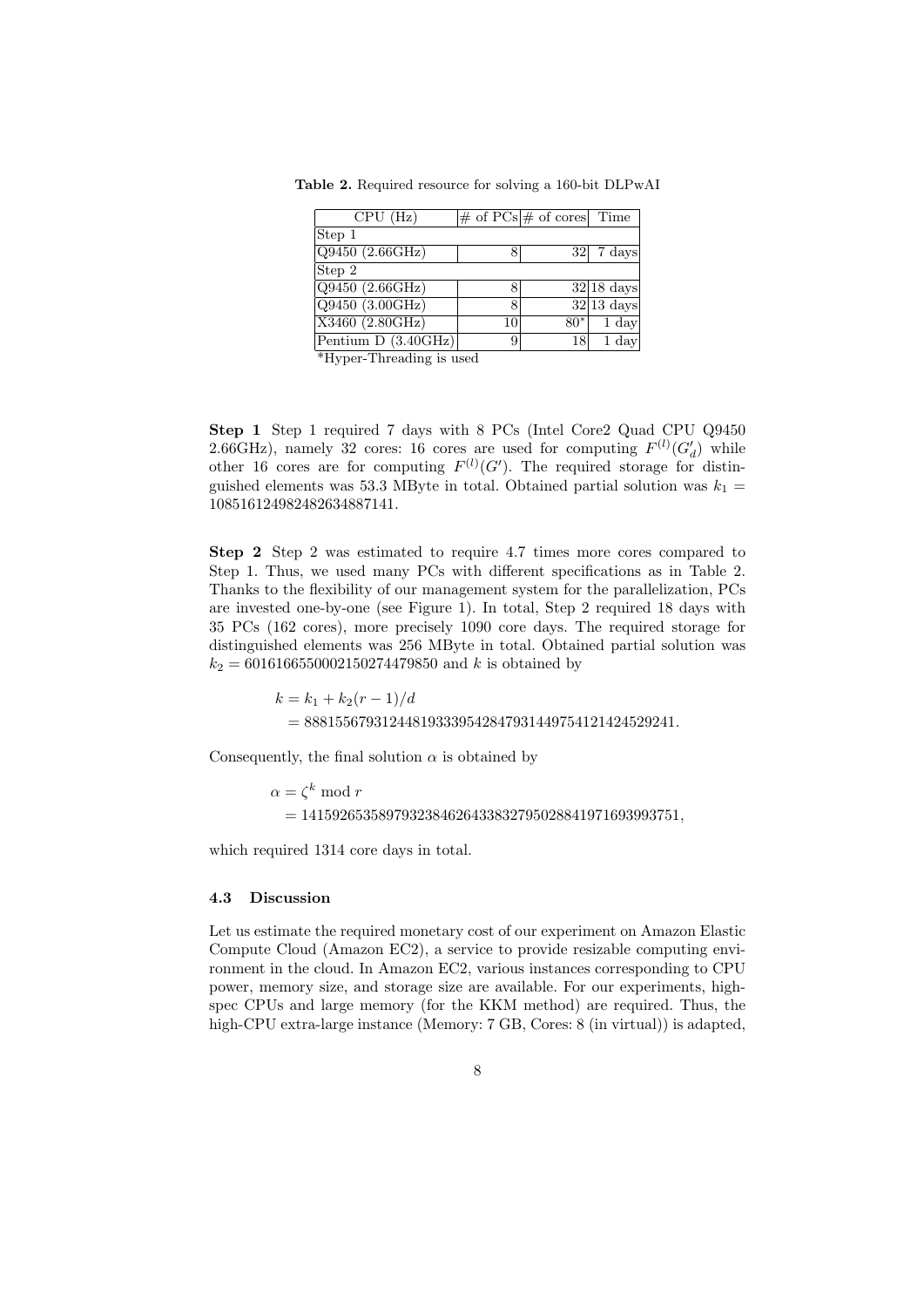**Table 2.** Required resource for solving a 160-bit DLPwAI

| CPU (Hz) | # of PCs | # of cores | Time |
|---|---|---|---|
| Step 1 | | | |
| Q9450 (2.66GHz) | 8 | 32 | 7 days |
| Step 2 | | | |
| Q9450 (2.66GHz) | 8 | 32 | 18 days |
| Q9450 (3.00GHz) | 8 | 32 | 13 days |
| X3460 (2.80GHz) | 10 | 80* | 1 day |
| Pentium D (3.40GHz) | 9 | 18 | 1 day |

*Hyper-Threading is used

**Step 1** Step 1 required 7 days with 8 PCs (Intel Core2 Quad CPU Q9450 2.66GHz), namely 32 cores: 16 cores are used for computing $F^{(l)}(G'_d)$ while other 16 cores are for computing $F^{(l)}(G')$. The required storage for distinguished elements was 53.3 MByte in total. Obtained partial solution was $k_1 = 1085161249824826348871 41$.

**Step 2** Step 2 was estimated to require 4.7 times more cores compared to Step 1. Thus, we used many PCs with different specifications as in Table 2. Thanks to the flexibility of our management system for the parallelization, PCs are invested one-by-one (see Figure 1). In total, Step 2 required 18 days with 35 PCs (162 cores), more precisely 1090 core days. The required storage for distinguished elements was 256 MByte in total. Obtained partial solution was $k_2 = 601616655000215027447985 0$ and $k$ is obtained by

$$
\begin{aligned}
k &= k_1 + k_2(r-1)/d \\
&= 88815567931244819333954284793144975412142452924 1.
\end{aligned}
$$

Consequently, the final solution $\alpha$ is obtained by

$$
\begin{aligned}
\alpha &= \zeta^k \bmod r \\
&= 1415926535897932384626433832795028841971693993751,
\end{aligned}
$$

which required 1314 core days in total.

### 4.3 Discussion

Let us estimate the required monetary cost of our experiment on Amazon Elastic Compute Cloud (Amazon EC2), a service to provide resizable computing environment in the cloud. In Amazon EC2, various instances corresponding to CPU power, memory size, and storage size are available. For our experiments, high-spec CPUs and large memory (for the KKM method) are required. Thus, the high-CPU extra-large instance (Memory: 7 GB, Cores: 8 (in virtual)) is adapted,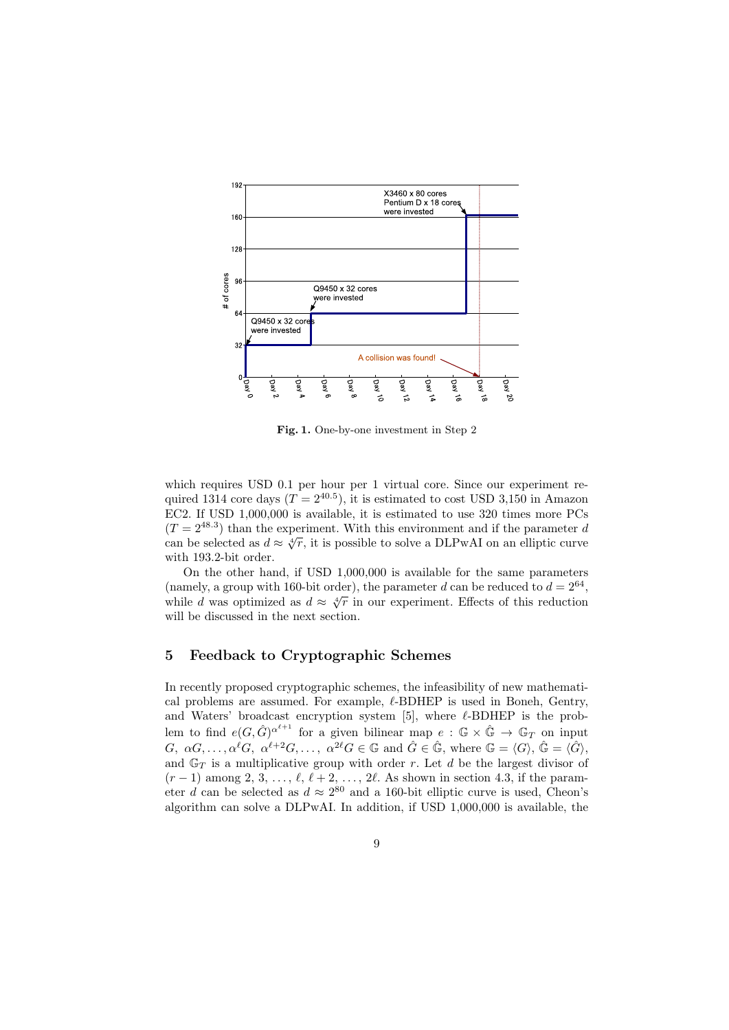**Fig. 1.** One-by-one investment in Step 2

which requires USD 0.1 per hour per 1 virtual core. Since our experiment required 1314 core days ($T = 2^{40.5}$), it is estimated to cost USD 3,150 in Amazon EC2. If USD 1,000,000 is available, it is estimated to use 320 times more PCs ($T = 2^{48.3}$) than the experiment. With this environment and if the parameter $d$ can be selected as $d \approx \sqrt[4]{r}$, it is possible to solve a DLPwAI on an elliptic curve with 193.2-bit order.

On the other hand, if USD 1,000,000 is available for the same parameters (namely, a group with 160-bit order), the parameter $d$ can be reduced to $d = 2^{64}$, while $d$ was optimized as $d \approx \sqrt[4]{r}$ in our experiment. Effects of this reduction will be discussed in the next section.

## 5 Feedback to Cryptographic Schemes

In recently proposed cryptographic schemes, the infeasibility of new mathematical problems are assumed. For example, $\ell$-BDHEP is used in Boneh, Gentry, and Waters' broadcast encryption system [5], where $\ell$-BDHEP is the problem to find $e(G, \hat{G})^{\alpha^{\ell+1}}$ for a given bilinear map $e : \mathbb{G} \times \hat{\mathbb{G}} \to \mathbb{G}_T$ on input $G,\ \alpha G, \ldots, \alpha^{\ell} G,\ \alpha^{\ell+2} G, \ldots,\ \alpha^{2\ell} G \in \mathbb{G}$ and $\hat{G} \in \hat{\mathbb{G}}$, where $\mathbb{G} = \langle G \rangle$, $\hat{\mathbb{G}} = \langle \hat{G} \rangle$, and $\mathbb{G}_T$ is a multiplicative group with order $r$. Let $d$ be the largest divisor of $(r-1)$ among $2, 3, \ldots, \ell, \ell+2, \ldots, 2\ell$. As shown in section 4.3, if the parameter $d$ can be selected as $d \approx 2^{80}$ and a 160-bit elliptic curve is used, Cheon's algorithm can solve a DLPwAI. In addition, if USD 1,000,000 is available, the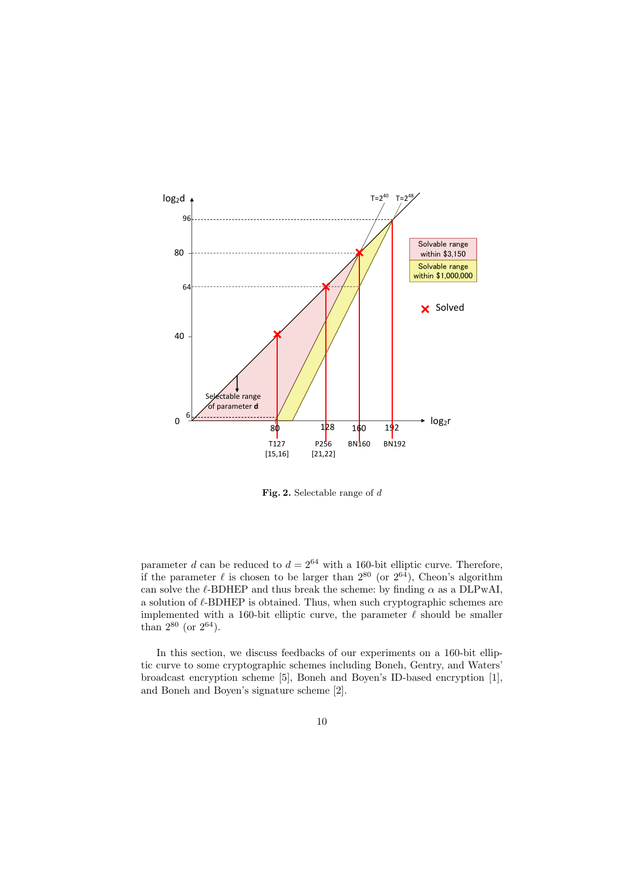**Fig. 2.** Selectable range of $d$

parameter $d$ can be reduced to $d = 2^{64}$ with a 160-bit elliptic curve. Therefore, if the parameter $\ell$ is chosen to be larger than $2^{80}$ (or $2^{64}$), Cheon's algorithm can solve the $\ell$-BDHEP and thus break the scheme: by finding $\alpha$ as a DLPwAI, a solution of $\ell$-BDHEP is obtained. Thus, when such cryptographic schemes are implemented with a 160-bit elliptic curve, the parameter $\ell$ should be smaller than $2^{80}$ (or $2^{64}$).

In this section, we discuss feedbacks of our experiments on a 160-bit elliptic curve to some cryptographic schemes including Boneh, Gentry, and Waters' broadcast encryption scheme [5], Boneh and Boyen's ID-based encryption [1], and Boneh and Boyen's signature scheme [2].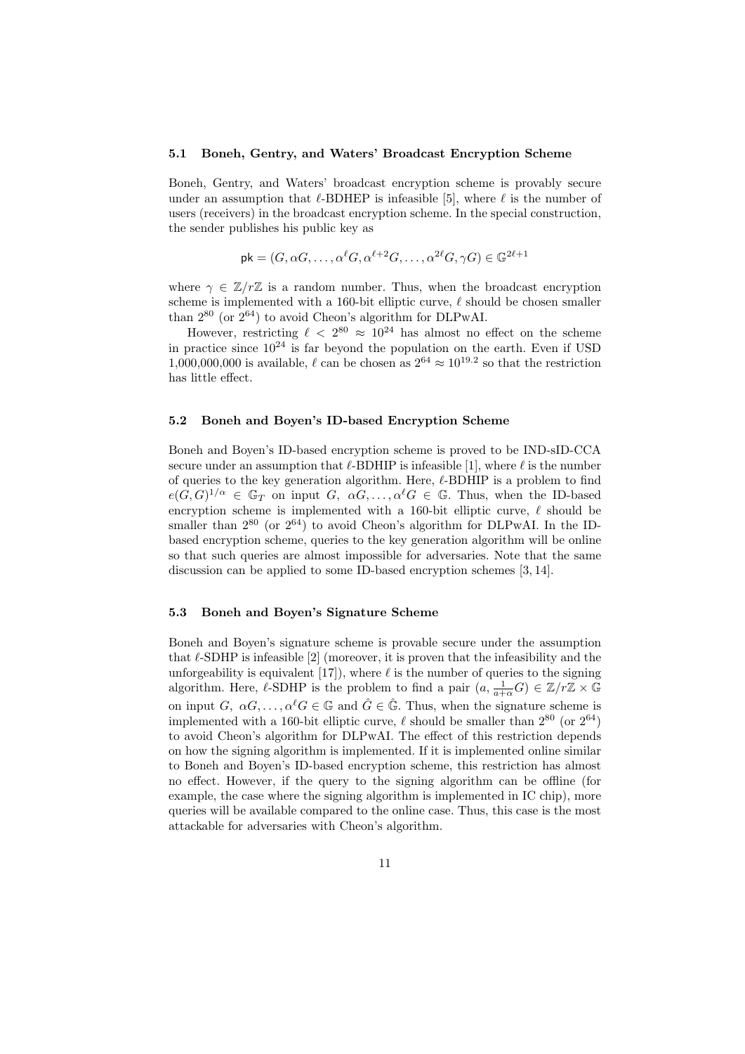### 5.1 Boneh, Gentry, and Waters' Broadcast Encryption Scheme

Boneh, Gentry, and Waters' broadcast encryption scheme is provably secure under an assumption that $\ell$-BDHEP is infeasible [5], where $\ell$ is the number of users (receivers) in the broadcast encryption scheme. In the special construction, the sender publishes his public key as

$$\mathsf{pk} = (G, \alpha G, \ldots, \alpha^{\ell} G, \alpha^{\ell+2} G, \ldots, \alpha^{2\ell} G, \gamma G) \in \mathbb{G}^{2\ell+1}$$

where $\gamma \in \mathbb{Z}/r\mathbb{Z}$ is a random number. Thus, when the broadcast encryption scheme is implemented with a 160-bit elliptic curve, $\ell$ should be chosen smaller than $2^{80}$ (or $2^{64}$) to avoid Cheon's algorithm for DLPwAI.

However, restricting $\ell < 2^{80} \approx 10^{24}$ has almost no effect on the scheme in practice since $10^{24}$ is far beyond the population on the earth. Even if USD 1,000,000,000 is available, $\ell$ can be chosen as $2^{64} \approx 10^{19.2}$ so that the restriction has little effect.

### 5.2 Boneh and Boyen's ID-based Encryption Scheme

Boneh and Boyen's ID-based encryption scheme is proved to be IND-sID-CCA secure under an assumption that $\ell$-BDHIP is infeasible [1], where $\ell$ is the number of queries to the key generation algorithm. Here, $\ell$-BDHIP is a problem to find $e(G, G)^{1/\alpha} \in \mathbb{G}_T$ on input $G,\ \alpha G, \ldots, \alpha^{\ell} G \in \mathbb{G}$. Thus, when the ID-based encryption scheme is implemented with a 160-bit elliptic curve, $\ell$ should be smaller than $2^{80}$ (or $2^{64}$) to avoid Cheon's algorithm for DLPwAI. In the ID-based encryption scheme, queries to the key generation algorithm will be online so that such queries are almost impossible for adversaries. Note that the same discussion can be applied to some ID-based encryption schemes [3, 14].

### 5.3 Boneh and Boyen's Signature Scheme

Boneh and Boyen's signature scheme is provable secure under the assumption that $\ell$-SDHP is infeasible [2] (moreover, it is proven that the infeasibility and the unforgeability is equivalent [17]), where $\ell$ is the number of queries to the signing algorithm. Here, $\ell$-SDHP is the problem to find a pair $(a, \frac{1}{a+\alpha} G) \in \mathbb{Z}/r\mathbb{Z} \times \mathbb{G}$ on input $G,\ \alpha G, \ldots, \alpha^{\ell} G \in \mathbb{G}$ and $\hat{G} \in \hat{\mathbb{G}}$. Thus, when the signature scheme is implemented with a 160-bit elliptic curve, $\ell$ should be smaller than $2^{80}$ (or $2^{64}$) to avoid Cheon's algorithm for DLPwAI. The effect of this restriction depends on how the signing algorithm is implemented. If it is implemented online similar to Boneh and Boyen's ID-based encryption scheme, this restriction has almost no effect. However, if the query to the signing algorithm can be offline (for example, the case where the signing algorithm is implemented in IC chip), more queries will be available compared to the online case. Thus, this case is the most attackable for adversaries with Cheon's algorithm.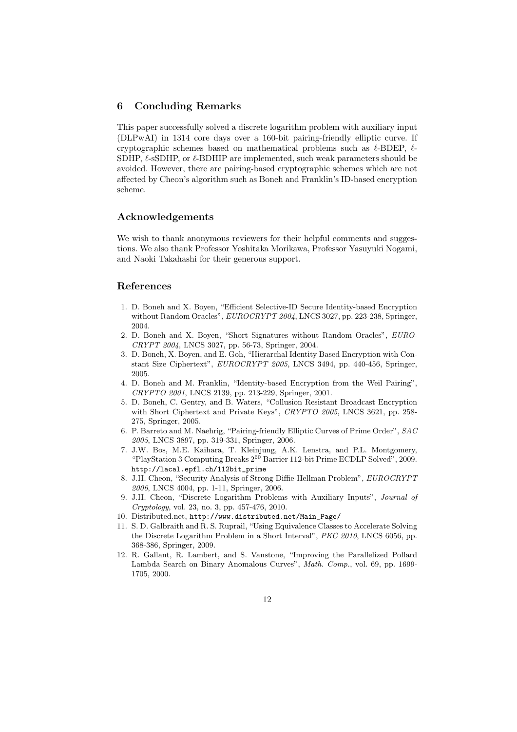## 6 Concluding Remarks

This paper successfully solved a discrete logarithm problem with auxiliary input (DLPwAI) in 1314 core days over a 160-bit pairing-friendly elliptic curve. If cryptographic schemes based on mathematical problems such as $\ell$-BDEP, $\ell$-SDHP, $\ell$-sSDHP, or $\ell$-BDHIP are implemented, such weak parameters should be avoided. However, there are pairing-based cryptographic schemes which are not affected by Cheon's algorithm such as Boneh and Franklin's ID-based encryption scheme.

## Acknowledgements

We wish to thank anonymous reviewers for their helpful comments and suggestions. We also thank Professor Yoshitaka Morikawa, Professor Yasuyuki Nogami, and Naoki Takahashi for their generous support.

## References

1. D. Boneh and X. Boyen, "Efficient Selective-ID Secure Identity-based Encryption without Random Oracles", *EUROCRYPT 2004*, LNCS 3027, pp. 223-238, Springer, 2004.
2. D. Boneh and X. Boyen, "Short Signatures without Random Oracles", *EUROCRYPT 2004*, LNCS 3027, pp. 56-73, Springer, 2004.
3. D. Boneh, X. Boyen, and E. Goh, "Hierarchal Identity Based Encryption with Constant Size Ciphertext", *EUROCRYPT 2005*, LNCS 3494, pp. 440-456, Springer, 2005.
4. D. Boneh and M. Franklin, "Identity-based Encryption from the Weil Pairing", *CRYPTO 2001*, LNCS 2139, pp. 213-229, Springer, 2001.
5. D. Boneh, C. Gentry, and B. Waters, "Collusion Resistant Broadcast Encryption with Short Ciphertext and Private Keys", *CRYPTO 2005*, LNCS 3621, pp. 258-275, Springer, 2005.
6. P. Barreto and M. Naehrig, "Pairing-friendly Elliptic Curves of Prime Order", *SAC 2005*, LNCS 3897, pp. 319-331, Springer, 2006.
7. J.W. Bos, M.E. Kaihara, T. Kleinjung, A.K. Lenstra, and P.L. Montgomery, "PlayStation 3 Computing Breaks $2^{60}$ Barrier 112-bit Prime ECDLP Solved", 2009. `http://lacal.epfl.ch/112bit_prime`
8. J.H. Cheon, "Security Analysis of Strong Diffie-Hellman Problem", *EUROCRYPT 2006*, LNCS 4004, pp. 1-11, Springer, 2006.
9. J.H. Cheon, "Discrete Logarithm Problems with Auxiliary Inputs", *Journal of Cryptology*, vol. 23, no. 3, pp. 457-476, 2010.
10. Distributed.net, `http://www.distributed.net/Main_Page/`
11. S. D. Galbraith and R. S. Ruprail, "Using Equivalence Classes to Accelerate Solving the Discrete Logarithm Problem in a Short Interval", *PKC 2010*, LNCS 6056, pp. 368-386, Springer, 2009.
12. R. Gallant, R. Lambert, and S. Vanstone, "Improving the Parallelized Pollard Lambda Search on Binary Anomalous Curves", *Math. Comp.*, vol. 69, pp. 1699-1705, 2000.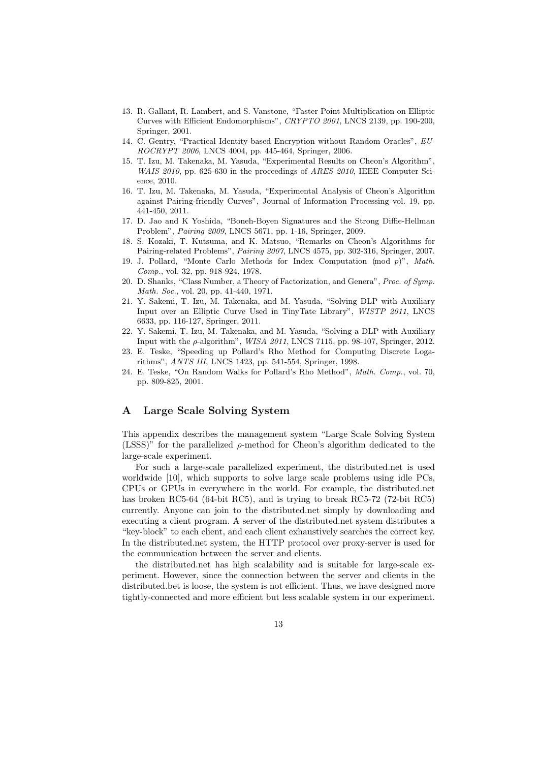13. R. Gallant, R. Lambert, and S. Vanstone, "Faster Point Multiplication on Elliptic Curves with Efficient Endomorphisms", *CRYPTO 2001*, LNCS 2139, pp. 190-200, Springer, 2001.
14. C. Gentry, "Practical Identity-based Encryption without Random Oracles", *EUROCRYPT 2006*, LNCS 4004, pp. 445-464, Springer, 2006.
15. T. Izu, M. Takenaka, M. Yasuda, "Experimental Results on Cheon's Algorithm", *WAIS 2010*, pp. 625-630 in the proceedings of *ARES 2010*, IEEE Computer Science, 2010.
16. T. Izu, M. Takenaka, M. Yasuda, "Experimental Analysis of Cheon's Algorithm against Pairing-friendly Curves", Journal of Information Processing vol. 19, pp. 441-450, 2011.
17. D. Jao and K Yoshida, "Boneh-Boyen Signatures and the Strong Diffie-Hellman Problem", *Pairing 2009*, LNCS 5671, pp. 1-16, Springer, 2009.
18. S. Kozaki, T. Kutsuma, and K. Matsuo, "Remarks on Cheon's Algorithms for Pairing-related Problems", *Pairing 2007*, LNCS 4575, pp. 302-316, Springer, 2007.
19. J. Pollard, "Monte Carlo Methods for Index Computation (mod $p$)", *Math. Comp.*, vol. 32, pp. 918-924, 1978.
20. D. Shanks, "Class Number, a Theory of Factorization, and Genera", *Proc. of Symp. Math. Soc.*, vol. 20, pp. 41-440, 1971.
21. Y. Sakemi, T. Izu, M. Takenaka, and M. Yasuda, "Solving DLP with Auxiliary Input over an Elliptic Curve Used in TinyTate Library", *WISTP 2011*, LNCS 6633, pp. 116-127, Springer, 2011.
22. Y. Sakemi, T. Izu, M. Takenaka, and M. Yasuda, "Solving a DLP with Auxiliary Input with the $\rho$-algorithm", *WISA 2011*, LNCS 7115, pp. 98-107, Springer, 2012.
23. E. Teske, "Speeding up Pollard's Rho Method for Computing Discrete Logarithms", *ANTS III*, LNCS 1423, pp. 541-554, Springer, 1998.
24. E. Teske, "On Random Walks for Pollard's Rho Method", *Math. Comp.*, vol. 70, pp. 809-825, 2001.

# A Large Scale Solving System

This appendix describes the management system "Large Scale Solving System (LSSS)" for the parallelized $\rho$-method for Cheon's algorithm dedicated to the large-scale experiment.

For such a large-scale parallelized experiment, the distributed.net is used worldwide [10], which supports to solve large scale problems using idle PCs, CPUs or GPUs in everywhere in the world. For example, the distributed.net has broken RC5-64 (64-bit RC5), and is trying to break RC5-72 (72-bit RC5) currently. Anyone can join to the distributed.net simply by downloading and executing a client program. A server of the distributed.net system distributes a "key-block" to each client, and each client exhaustively searches the correct key. In the distributed.net system, the HTTP protocol over proxy-server is used for the communication between the server and clients.

the distributed.net has high scalability and is suitable for large-scale experiment. However, since the connection between the server and clients in the distributed.bet is loose, the system is not efficient. Thus, we have designed more tightly-connected and more efficient but less scalable system in our experiment.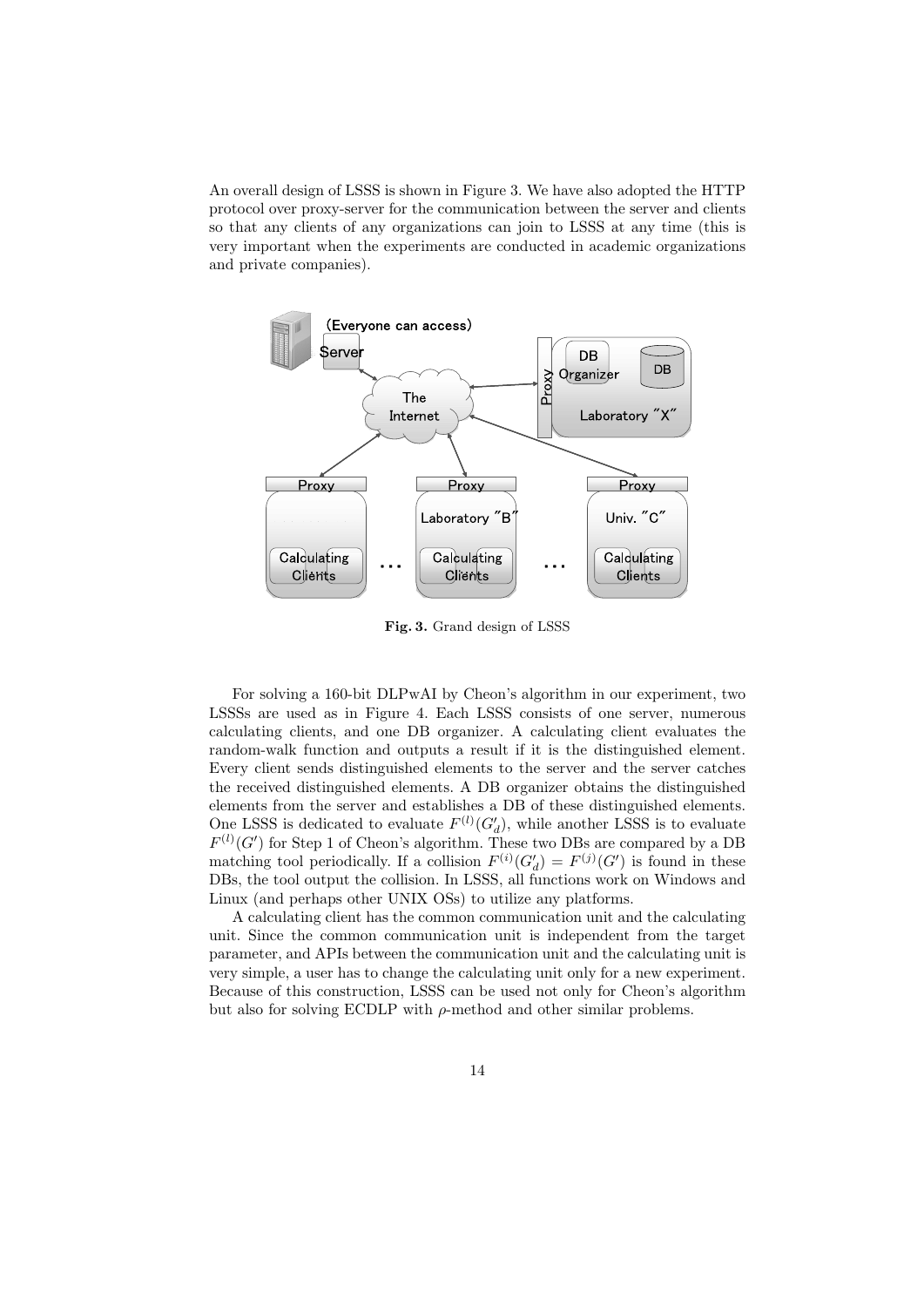An overall design of LSSS is shown in Figure 3. We have also adopted the HTTP protocol over proxy-server for the communication between the server and clients so that any clients of any organizations can join to LSSS at any time (this is very important when the experiments are conducted in academic organizations and private companies).

**Fig. 3.** Grand design of LSSS

For solving a 160-bit DLPwAI by Cheon's algorithm in our experiment, two LSSSs are used as in Figure 4. Each LSSS consists of one server, numerous calculating clients, and one DB organizer. A calculating client evaluates the random-walk function and outputs a result if it is the distinguished element. Every client sends distinguished elements to the server and the server catches the received distinguished elements. A DB organizer obtains the distinguished elements from the server and establishes a DB of these distinguished elements. One LSSS is dedicated to evaluate $F^{(l)}(G'_d)$, while another LSSS is to evaluate $F^{(l)}(G')$ for Step 1 of Cheon's algorithm. These two DBs are compared by a DB matching tool periodically. If a collision $F^{(i)}(G'_d) = F^{(j)}(G')$ is found in these DBs, the tool output the collision. In LSSS, all functions work on Windows and Linux (and perhaps other UNIX OSs) to utilize any platforms.

A calculating client has the common communication unit and the calculating unit. Since the common communication unit is independent from the target parameter, and APIs between the communication unit and the calculating unit is very simple, a user has to change the calculating unit only for a new experiment. Because of this construction, LSSS can be used not only for Cheon's algorithm but also for solving ECDLP with $\rho$-method and other similar problems.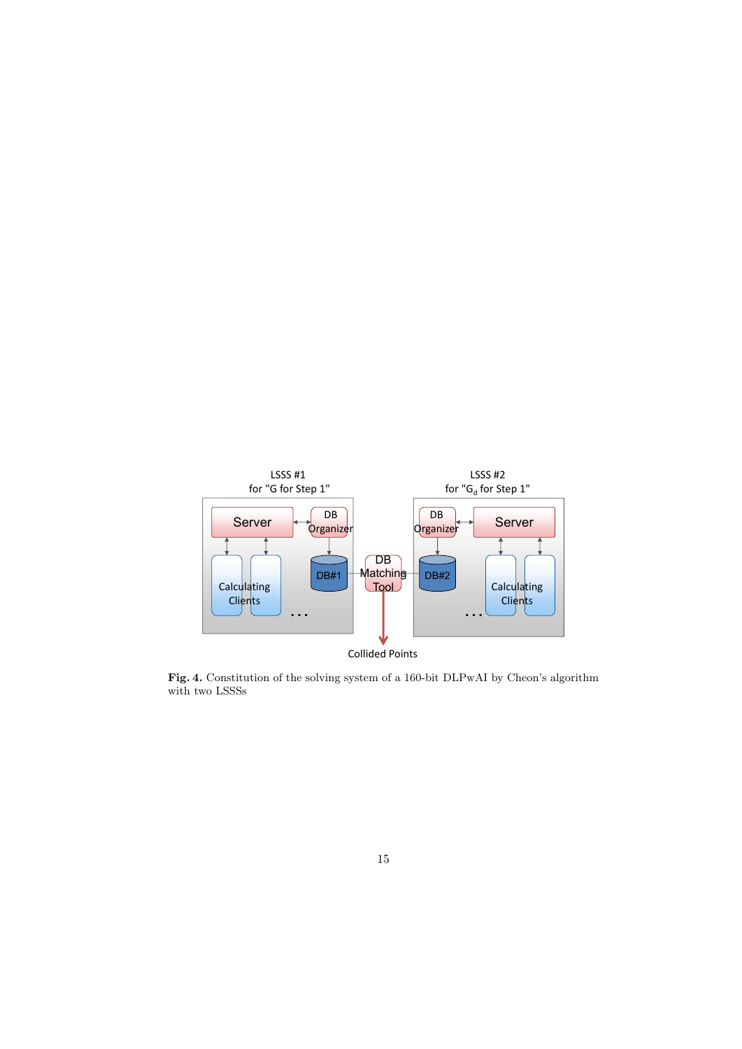LSSS #1
for "G for Step 1"

Server

DB Organizer

DB#1

Calculating Clients

...

DB Matching Tool

Collided Points

LSSS #2
for "$G_d$ for Step 1"

DB Organizer

Server

DB#2

Calculating Clients

...

**Fig. 4.** Constitution of the solving system of a 160-bit DLPwAI by Cheon's algorithm with two LSSSs